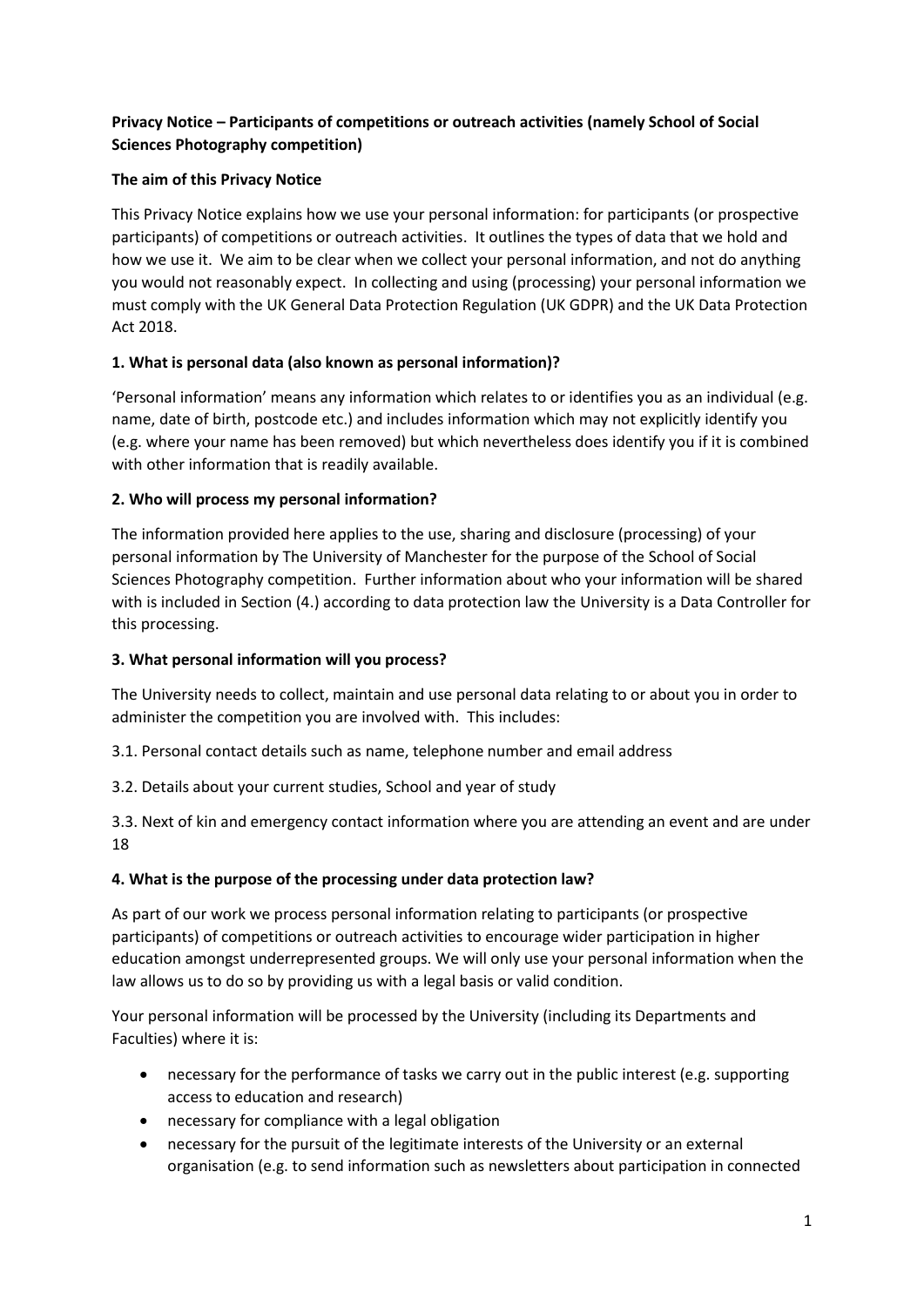**Privacy Notice – Participants of competitions or outreach activities (namely School of Social Sciences Photography competition)**

**The aim of this Privacy Notice**

This Privacy Notice explains how we use your personal information: for participants (or prospective participants) of competitions or outreach activities. It outlines the types of data that we hold and how we use it. We aim to be clear when we collect your personal information, and not do anything you would not reasonably expect. In collecting and using (processing) your personal information we must comply with the UK General Data Protection Regulation (UK GDPR) and the UK Data Protection Act 2018.

**1. What is personal data (also known as personal information)?**

'Personal information' means any information which relates to or identifies you as an individual (e.g. name, date of birth, postcode etc.) and includes information which may not explicitly identify you (e.g. where your name has been removed) but which nevertheless does identify you if it is combined with other information that is readily available.

**2. Who will process my personal information?**

The information provided here applies to the use, sharing and disclosure (processing) of your personal information by The University of Manchester for the purpose of the School of Social Sciences Photography competition. Further information about who your information will be shared with is included in Section (4.) according to data protection law the University is a Data Controller for this processing.

**3. What personal information will you process?**

The University needs to collect, maintain and use personal data relating to or about you in order to administer the competition you are involved with. This includes:

3.1. Personal contact details such as name, telephone number and email address

3.2. Details about your current studies, School and year of study

3.3. Next of kin and emergency contact information where you are attending an event and are under 18

**4. What is the purpose of the processing under data protection law?**

As part of our work we process personal information relating to participants (or prospective participants) of competitions or outreach activities to encourage wider participation in higher education amongst underrepresented groups. We will only use your personal information when the law allows us to do so by providing us with a legal basis or valid condition.

Your personal information will be processed by the University (including its Departments and Faculties) where it is:

- necessary for the performance of tasks we carry out in the public interest (e.g. supporting access to education and research)
- necessary for compliance with a legal obligation
- necessary for the pursuit of the legitimate interests of the University or an external organisation (e.g. to send information such as newsletters about participation in connected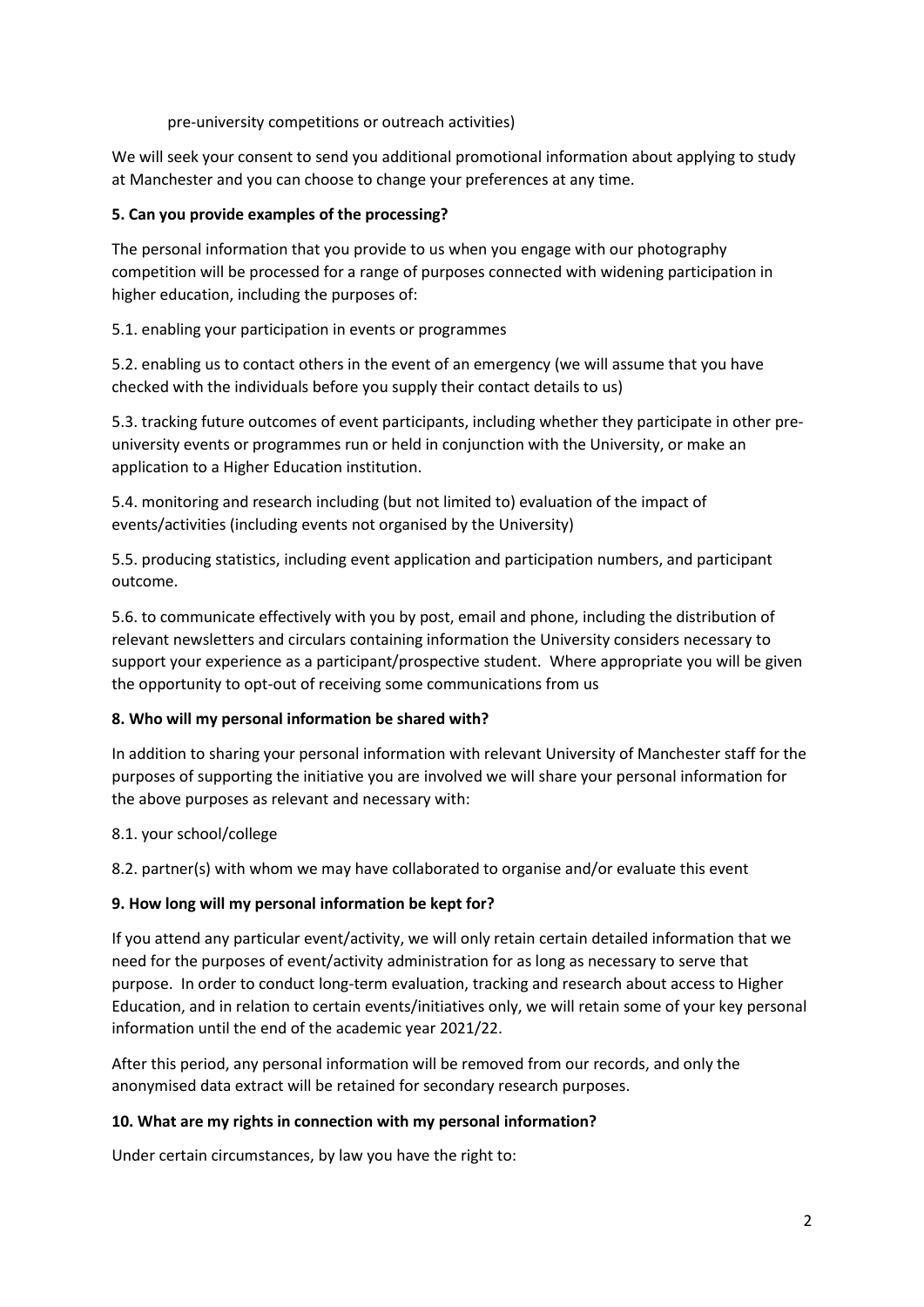pre-university competitions or outreach activities)

We will seek your consent to send you additional promotional information about applying to study at Manchester and you can choose to change your preferences at any time.

**5. Can you provide examples of the processing?**

The personal information that you provide to us when you engage with our photography competition will be processed for a range of purposes connected with widening participation in higher education, including the purposes of:

5.1. enabling your participation in events or programmes

5.2. enabling us to contact others in the event of an emergency (we will assume that you have checked with the individuals before you supply their contact details to us)

5.3. tracking future outcomes of event participants, including whether they participate in other pre-university events or programmes run or held in conjunction with the University, or make an application to a Higher Education institution.

5.4. monitoring and research including (but not limited to) evaluation of the impact of events/activities (including events not organised by the University)

5.5. producing statistics, including event application and participation numbers, and participant outcome.

5.6. to communicate effectively with you by post, email and phone, including the distribution of relevant newsletters and circulars containing information the University considers necessary to support your experience as a participant/prospective student. Where appropriate you will be given the opportunity to opt-out of receiving some communications from us

**8. Who will my personal information be shared with?**

In addition to sharing your personal information with relevant University of Manchester staff for the purposes of supporting the initiative you are involved we will share your personal information for the above purposes as relevant and necessary with:

8.1. your school/college

8.2. partner(s) with whom we may have collaborated to organise and/or evaluate this event

**9. How long will my personal information be kept for?**

If you attend any particular event/activity, we will only retain certain detailed information that we need for the purposes of event/activity administration for as long as necessary to serve that purpose. In order to conduct long-term evaluation, tracking and research about access to Higher Education, and in relation to certain events/initiatives only, we will retain some of your key personal information until the end of the academic year 2021/22.

After this period, any personal information will be removed from our records, and only the anonymised data extract will be retained for secondary research purposes.

**10. What are my rights in connection with my personal information?**

Under certain circumstances, by law you have the right to: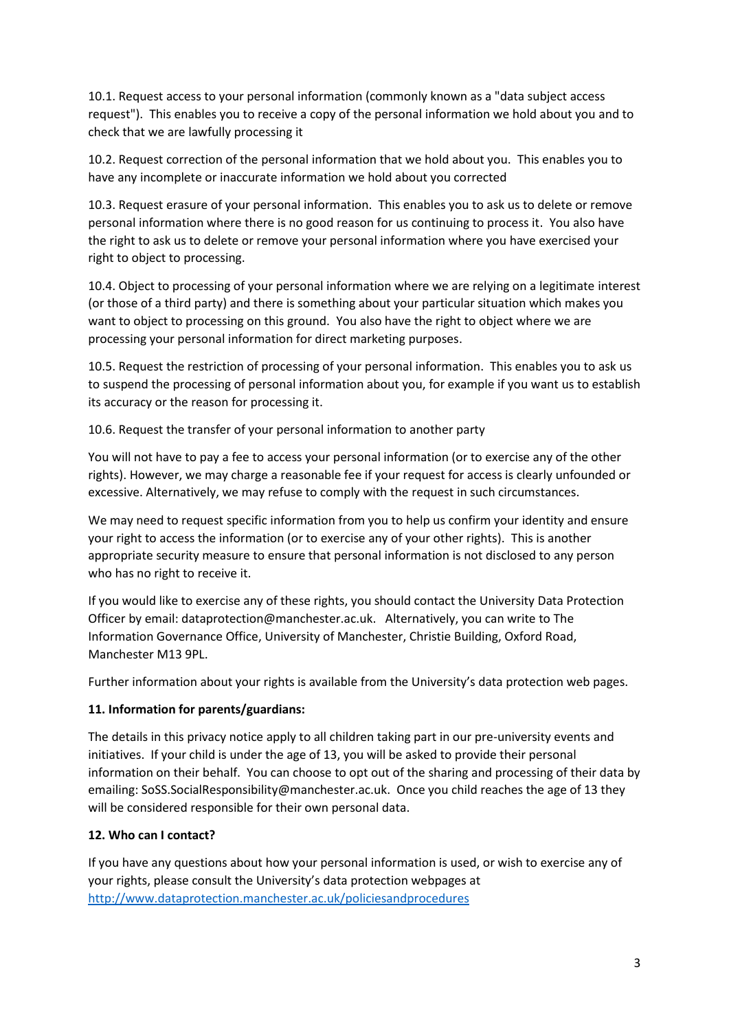10.1. Request access to your personal information (commonly known as a "data subject access request"). This enables you to receive a copy of the personal information we hold about you and to check that we are lawfully processing it

10.2. Request correction of the personal information that we hold about you. This enables you to have any incomplete or inaccurate information we hold about you corrected

10.3. Request erasure of your personal information. This enables you to ask us to delete or remove personal information where there is no good reason for us continuing to process it. You also have the right to ask us to delete or remove your personal information where you have exercised your right to object to processing.

10.4. Object to processing of your personal information where we are relying on a legitimate interest (or those of a third party) and there is something about your particular situation which makes you want to object to processing on this ground. You also have the right to object where we are processing your personal information for direct marketing purposes.

10.5. Request the restriction of processing of your personal information. This enables you to ask us to suspend the processing of personal information about you, for example if you want us to establish its accuracy or the reason for processing it.

10.6. Request the transfer of your personal information to another party

You will not have to pay a fee to access your personal information (or to exercise any of the other rights). However, we may charge a reasonable fee if your request for access is clearly unfounded or excessive. Alternatively, we may refuse to comply with the request in such circumstances.

We may need to request specific information from you to help us confirm your identity and ensure your right to access the information (or to exercise any of your other rights). This is another appropriate security measure to ensure that personal information is not disclosed to any person who has no right to receive it.

If you would like to exercise any of these rights, you should contact the University Data Protection Officer by email: dataprotection@manchester.ac.uk. Alternatively, you can write to The Information Governance Office, University of Manchester, Christie Building, Oxford Road, Manchester M13 9PL.

Further information about your rights is available from the University's data protection web pages.

**11. Information for parents/guardians:**

The details in this privacy notice apply to all children taking part in our pre-university events and initiatives. If your child is under the age of 13, you will be asked to provide their personal information on their behalf. You can choose to opt out of the sharing and processing of their data by emailing: SoSS.SocialResponsibility@manchester.ac.uk. Once you child reaches the age of 13 they will be considered responsible for their own personal data.

**12. Who can I contact?**

If you have any questions about how your personal information is used, or wish to exercise any of your rights, please consult the University's data protection webpages at [http://www.dataprotection.manchester.ac.uk/policiesandprocedures](http://www.dataprotection.manchester.ac.uk/policiesandprocedures)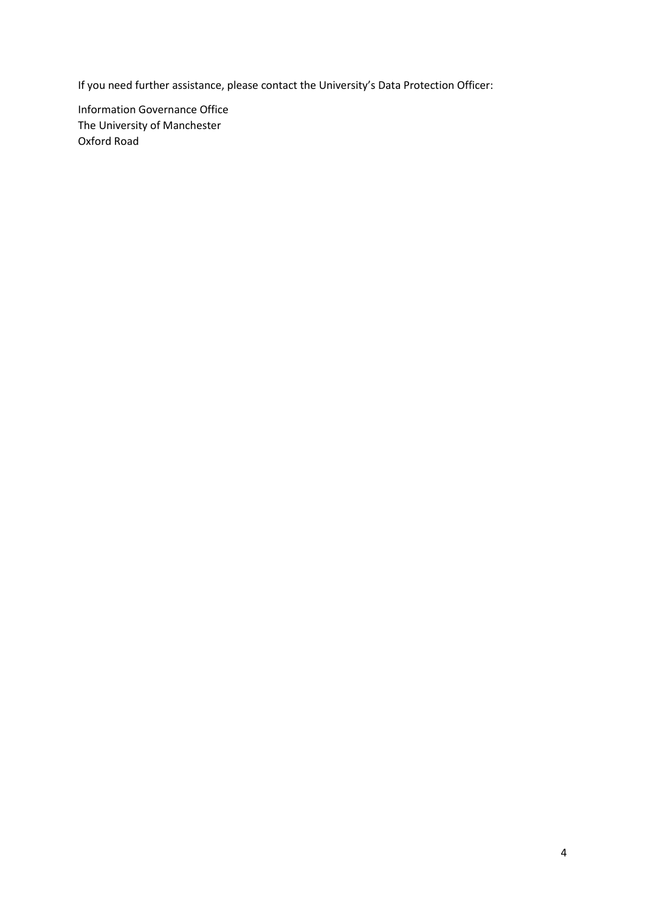If you need further assistance, please contact the University's Data Protection Officer:

Information Governance Office  
The University of Manchester  
Oxford Road